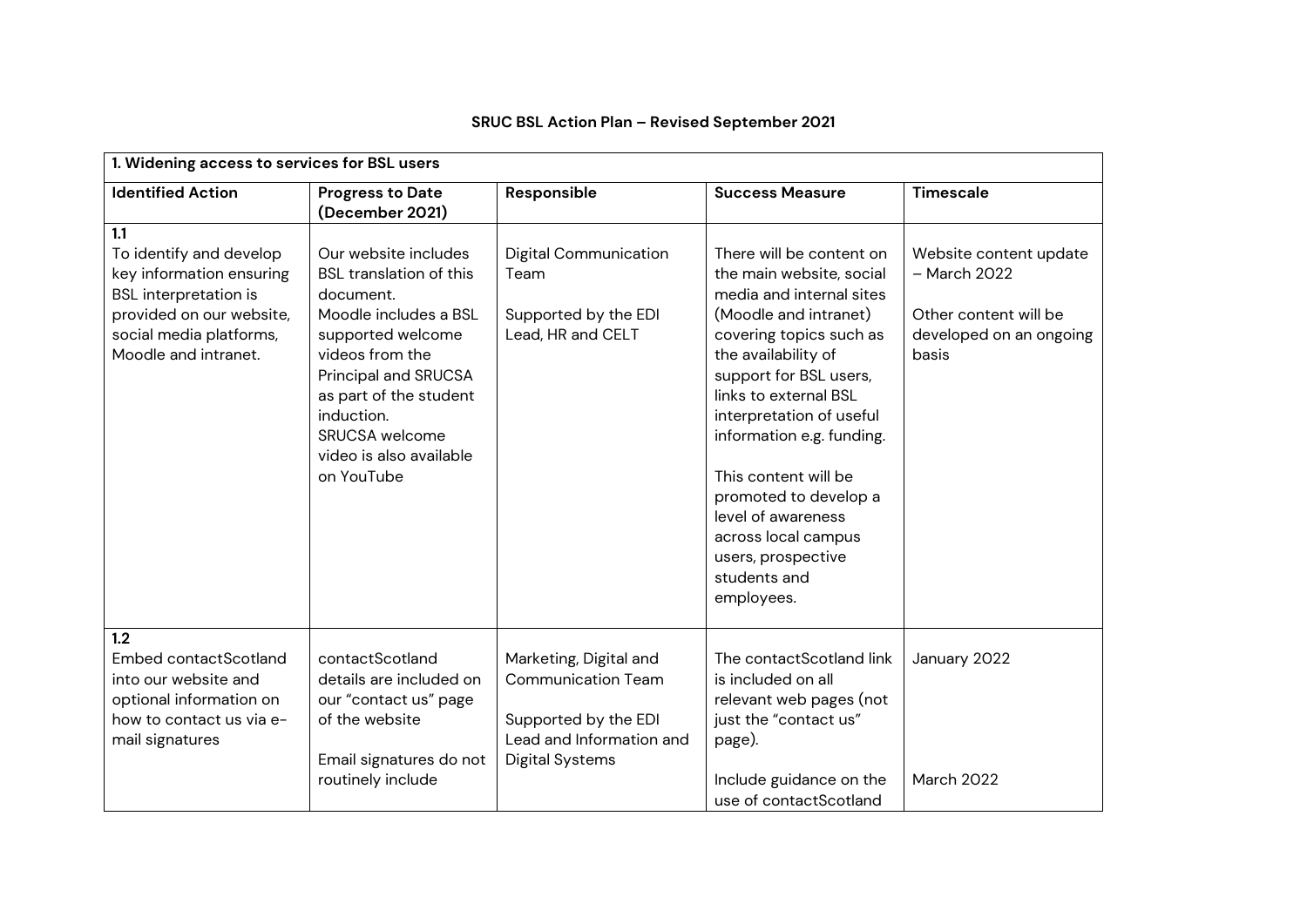**SRUC BSL Action Plan – Revised September 2021**

| 1. Widening access to services for BSL users | | | | |
|---|---|---|---|---|
| **Identified Action** | **Progress to Date (December 2021)** | **Responsible** | **Success Measure** | **Timescale** |
| **1.1** To identify and develop key information ensuring BSL interpretation is provided on our website, social media platforms, Moodle and intranet. | Our website includes BSL translation of this document. Moodle includes a BSL supported welcome videos from the Principal and SRUCSA as part of the student induction. SRUCSA welcome video is also available on YouTube | Digital Communication Team<br><br>Supported by the EDI Lead, HR and CELT | There will be content on the main website, social media and internal sites (Moodle and intranet) covering topics such as the availability of support for BSL users, links to external BSL interpretation of useful information e.g. funding.<br><br>This content will be promoted to develop a level of awareness across local campus users, prospective students and employees. | Website content update – March 2022<br><br>Other content will be developed on an ongoing basis |
| **1.2** Embed contactScotland into our website and optional information on how to contact us via e-mail signatures | contactScotland details are included on our "contact us" page of the website<br><br>Email signatures do not routinely include | Marketing, Digital and Communication Team<br><br>Supported by the EDI Lead and Information and Digital Systems | The contactScotland link is included on all relevant web pages (not just the "contact us" page).<br><br>Include guidance on the use of contactScotland | January 2022<br><br>March 2022 |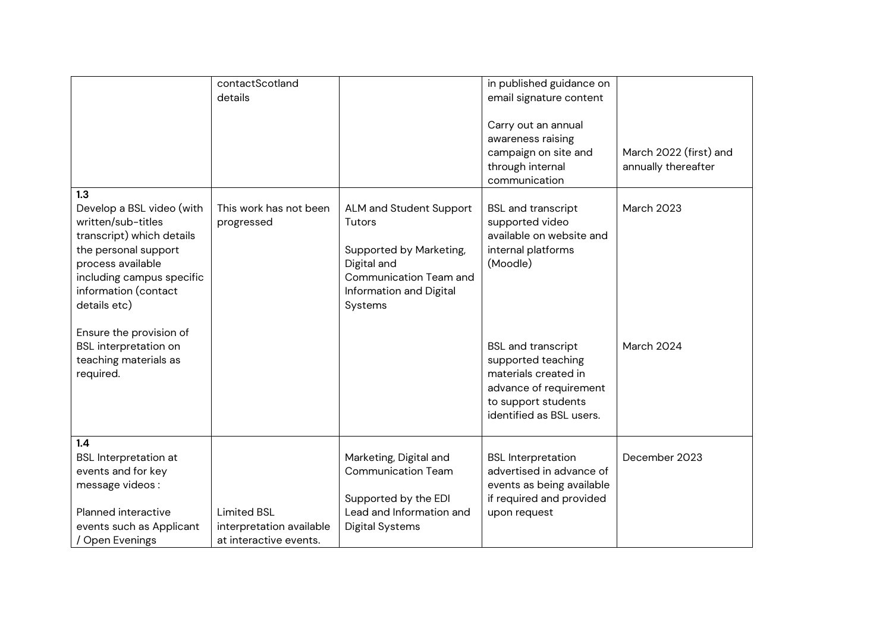| | | | | |
|---|---|---|---|---|
| | contactScotland details | | in published guidance on email signature content<br><br>Carry out an annual awareness raising campaign on site and through internal communication | <br><br><br>March 2022 (first) and annually thereafter |
| **1.3**<br>Develop a BSL video (with written/sub-titles transcript) which details the personal support process available including campus specific information (contact details etc)<br><br>Ensure the provision of BSL interpretation on teaching materials as required. | This work has not been progressed | ALM and Student Support Tutors<br><br>Supported by Marketing, Digital and Communication Team and Information and Digital Systems | BSL and transcript supported video available on website and internal platforms (Moodle)<br><br>BSL and transcript supported teaching materials created in advance of requirement to support students identified as BSL users. | March 2023<br><br><br><br><br><br><br>March 2024 |
| **1.4**<br>BSL Interpretation at events and for key message videos :<br><br>Planned interactive events such as Applicant / Open Evenings | <br><br><br><br>Limited BSL interpretation available at interactive events. | Marketing, Digital and Communication Team<br><br>Supported by the EDI Lead and Information and Digital Systems | BSL Interpretation advertised in advance of events as being available if required and provided upon request | December 2023 |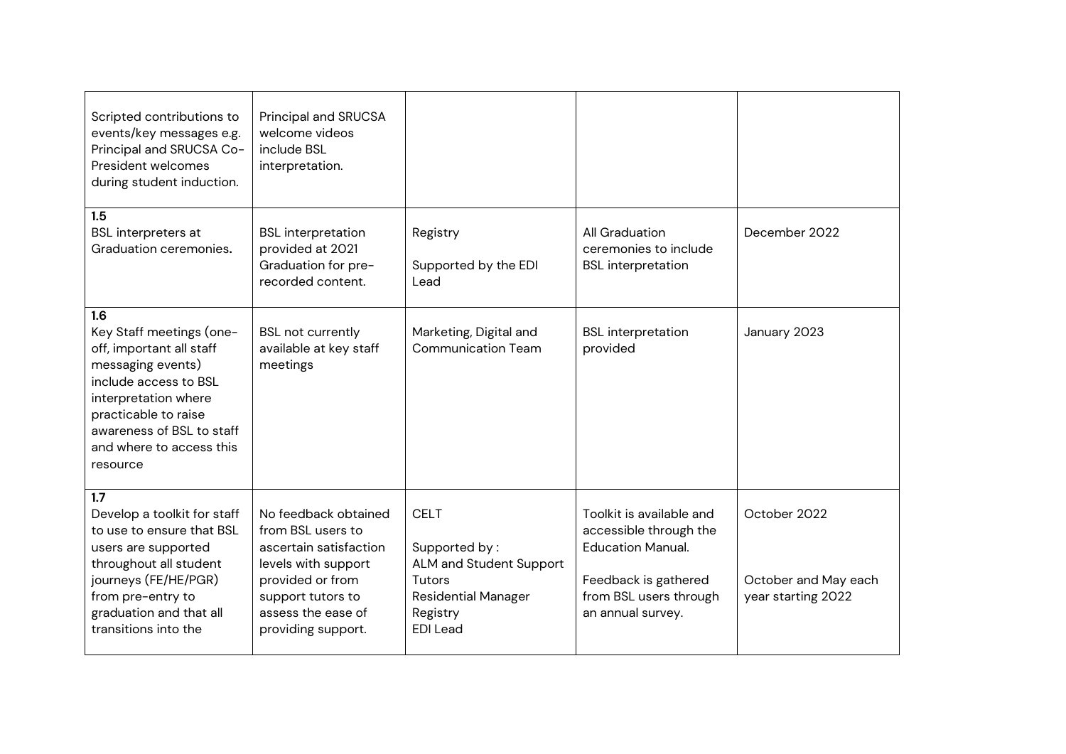| | | | | |
|---|---|---|---|---|
| Scripted contributions to events/key messages e.g. Principal and SRUCSA Co-President welcomes during student induction. | Principal and SRUCSA welcome videos include BSL interpretation. | | | |
| **1.5**<br>BSL interpreters at Graduation ceremonies**.** | BSL interpretation provided at 2021 Graduation for pre-recorded content. | Registry<br><br>Supported by the EDI Lead | All Graduation ceremonies to include BSL interpretation | December 2022 |
| **1.6**<br>Key Staff meetings (one-off, important all staff messaging events) include access to BSL interpretation where practicable to raise awareness of BSL to staff and where to access this resource | BSL not currently available at key staff meetings | Marketing, Digital and Communication Team | BSL interpretation provided | January 2023 |
| **1.7**<br>Develop a toolkit for staff to use to ensure that BSL users are supported throughout all student journeys (FE/HE/PGR) from pre-entry to graduation and that all transitions into the | No feedback obtained from BSL users to ascertain satisfaction levels with support provided or from support tutors to assess the ease of providing support. | CELT<br><br>Supported by :<br>ALM and Student Support Tutors<br>Residential Manager<br>Registry<br>EDI Lead | Toolkit is available and accessible through the Education Manual.<br><br>Feedback is gathered from BSL users through an annual survey. | October 2022<br><br>October and May each year starting 2022 |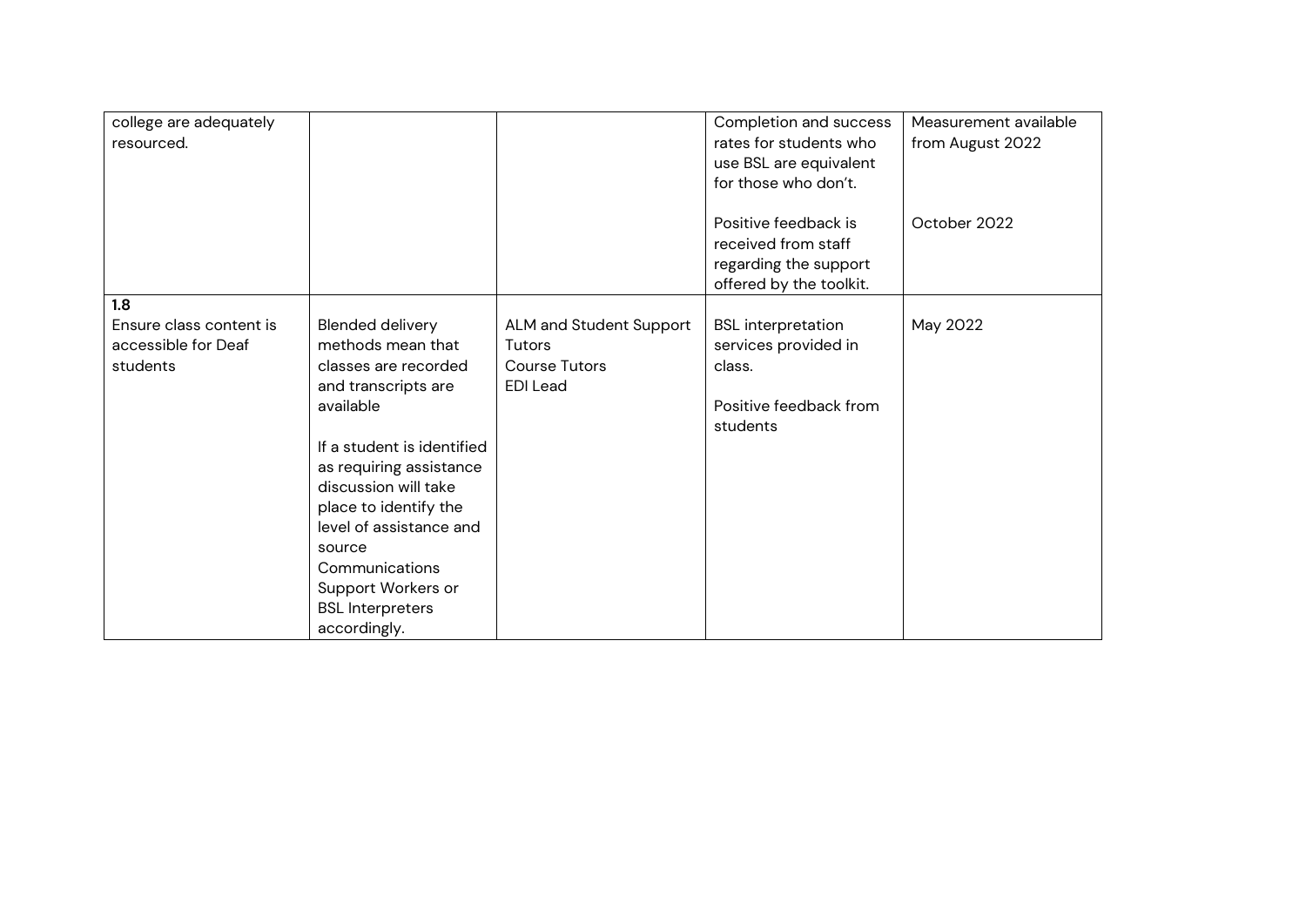| | | | | |
|---|---|---|---|---|
| college are adequately resourced. | | | Completion and success rates for students who use BSL are equivalent for those who don't.<br><br>Positive feedback is received from staff regarding the support offered by the toolkit. | Measurement available from August 2022<br><br>October 2022 |
| **1.8**<br>Ensure class content is accessible for Deaf students | Blended delivery methods mean that classes are recorded and transcripts are available<br><br>If a student is identified as requiring assistance discussion will take place to identify the level of assistance and source Communications Support Workers or BSL Interpreters accordingly. | ALM and Student Support Tutors<br>Course Tutors<br>EDI Lead | BSL interpretation services provided in class.<br><br>Positive feedback from students | May 2022 |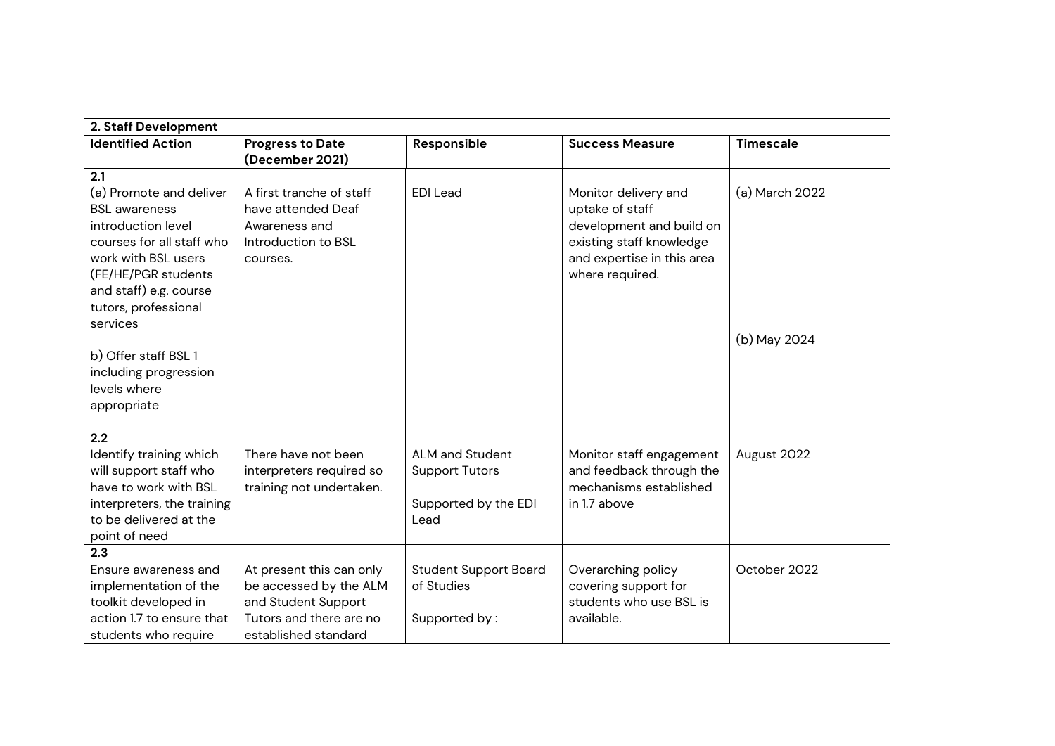| 2. Staff Development | | | | |
|---|---|---|---|---|
| **Identified Action** | **Progress to Date (December 2021)** | **Responsible** | **Success Measure** | **Timescale** |
| **2.1**<br>(a) Promote and deliver BSL awareness introduction level courses for all staff who work with BSL users (FE/HE/PGR students and staff) e.g. course tutors, professional services<br><br>b) Offer staff BSL 1 including progression levels where appropriate | A first tranche of staff have attended Deaf Awareness and Introduction to BSL courses. | EDI Lead | Monitor delivery and uptake of staff development and build on existing staff knowledge and expertise in this area where required. | (a) March 2022<br><br>(b) May 2024 |
| **2.2**<br>Identify training which will support staff who have to work with BSL interpreters, the training to be delivered at the point of need | There have not been interpreters required so training not undertaken. | ALM and Student Support Tutors<br><br>Supported by the EDI Lead | Monitor staff engagement and feedback through the mechanisms established in 1.7 above | August 2022 |
| **2.3**<br>Ensure awareness and implementation of the toolkit developed in action 1.7 to ensure that students who require | At present this can only be accessed by the ALM and Student Support Tutors and there are no established standard | Student Support Board of Studies<br><br>Supported by : | Overarching policy covering support for students who use BSL is available. | October 2022 |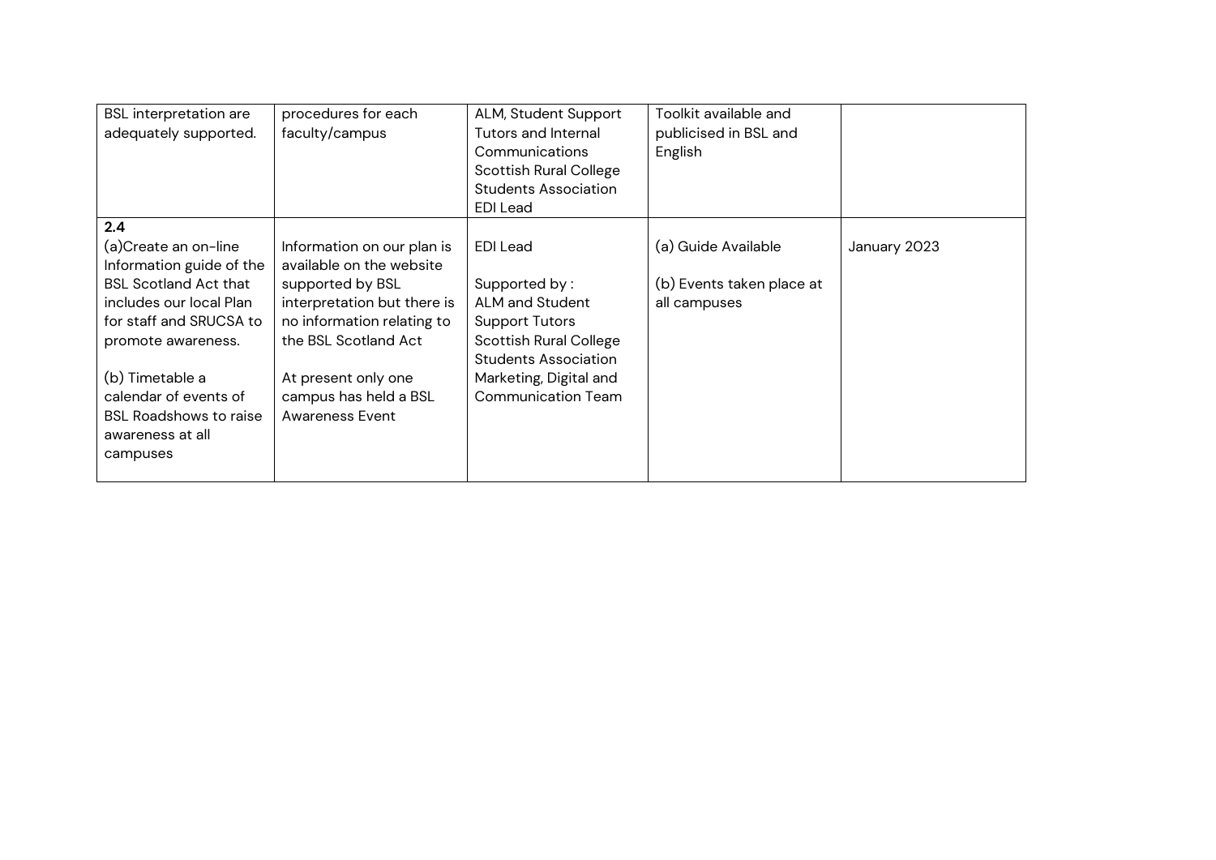| | | | | |
|---|---|---|---|---|
| BSL interpretation are adequately supported. | procedures for each faculty/campus | ALM, Student Support Tutors and Internal Communications<br>Scottish Rural College Students Association<br>EDI Lead | Toolkit available and publicised in BSL and English | |
| **2.4**<br>(a)Create an on-line Information guide of the BSL Scotland Act that includes our local Plan for staff and SRUCSA to promote awareness.<br><br>(b) Timetable a calendar of events of BSL Roadshows to raise awareness at all campuses | Information on our plan is available on the website supported by BSL interpretation but there is no information relating to the BSL Scotland Act<br><br>At present only one campus has held a BSL Awareness Event | EDI Lead<br><br>Supported by :<br>ALM and Student Support Tutors<br>Scottish Rural College Students Association<br>Marketing, Digital and Communication Team | (a) Guide Available<br><br>(b) Events taken place at all campuses | January 2023 |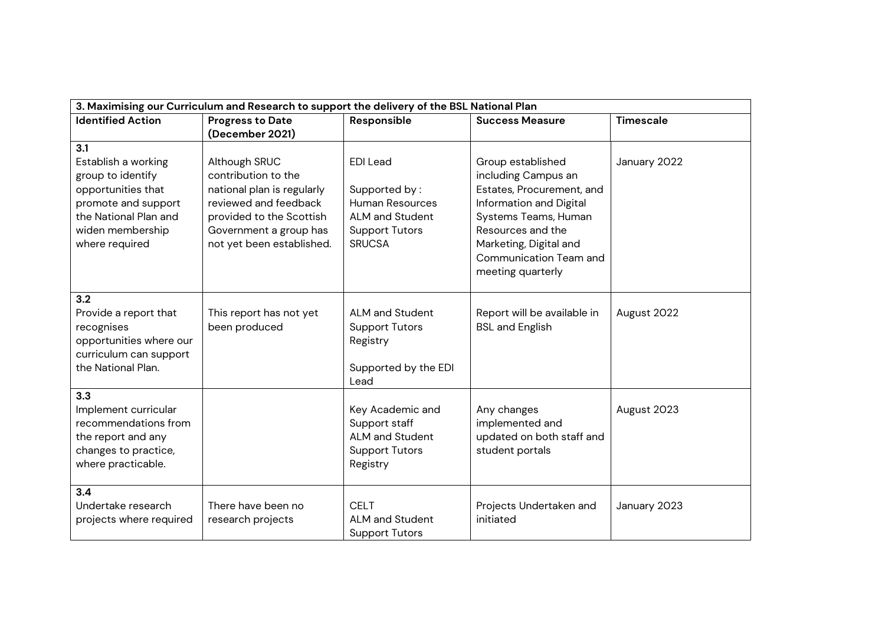| 3. Maximising our Curriculum and Research to support the delivery of the BSL National Plan | | | | |
|---|---|---|---|---|
| **Identified Action** | **Progress to Date (December 2021)** | **Responsible** | **Success Measure** | **Timescale** |
| **3.1** Establish a working group to identify opportunities that promote and support the National Plan and widen membership where required | Although SRUC contribution to the national plan is regularly reviewed and feedback provided to the Scottish Government a group has not yet been established. | EDI Lead<br><br>Supported by :<br>Human Resources<br>ALM and Student Support Tutors<br>SRUCSA | Group established including Campus an Estates, Procurement, and Information and Digital Systems Teams, Human Resources and the Marketing, Digital and Communication Team and meeting quarterly | January 2022 |
| **3.2** Provide a report that recognises opportunities where our curriculum can support the National Plan. | This report has not yet been produced | ALM and Student Support Tutors<br>Registry<br><br>Supported by the EDI Lead | Report will be available in BSL and English | August 2022 |
| **3.3** Implement curricular recommendations from the report and any changes to practice, where practicable. | | Key Academic and Support staff<br>ALM and Student Support Tutors<br>Registry | Any changes implemented and updated on both staff and student portals | August 2023 |
| **3.4** Undertake research projects where required | There have been no research projects | CELT<br>ALM and Student Support Tutors | Projects Undertaken and initiated | January 2023 |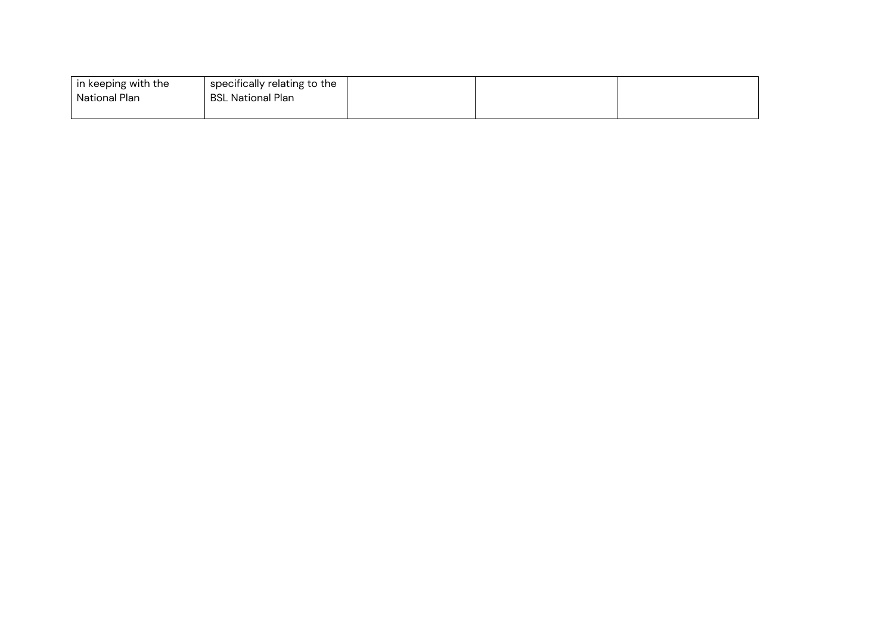| | | | | |
|---|---|---|---|---|
| in keeping with the National Plan | specifically relating to the BSL National Plan | | | |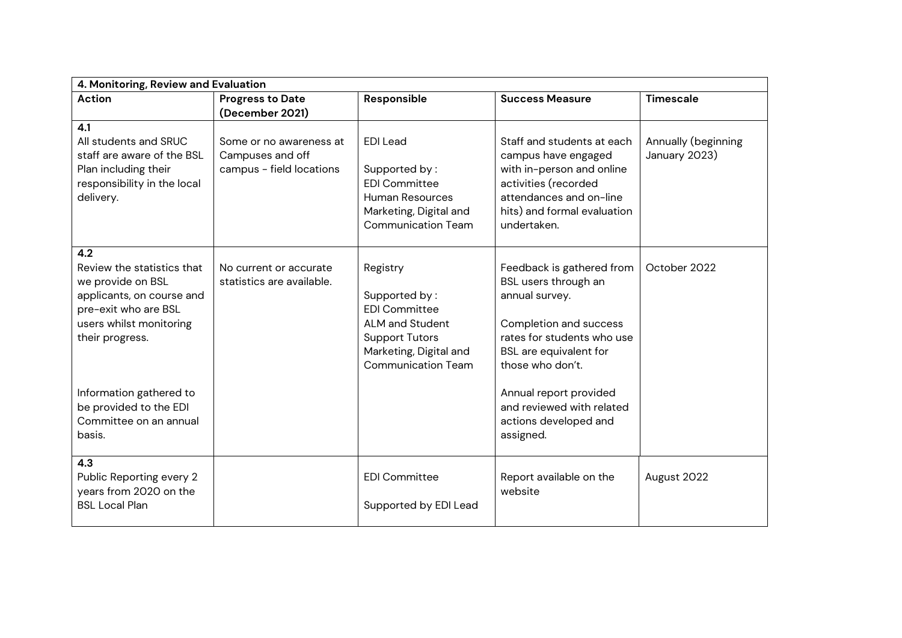| 4. Monitoring, Review and Evaluation | | | | |
|---|---|---|---|---|
| **Action** | **Progress to Date (December 2021)** | **Responsible** | **Success Measure** | **Timescale** |
| **4.1**<br>All students and SRUC staff are aware of the BSL Plan including their responsibility in the local delivery. | Some or no awareness at Campuses and off campus - field locations | EDI Lead<br><br>Supported by :<br>EDI Committee<br>Human Resources<br>Marketing, Digital and Communication Team | Staff and students at each campus have engaged with in-person and online activities (recorded attendances and on-line hits) and formal evaluation undertaken. | Annually (beginning January 2023) |
| **4.2**<br>Review the statistics that we provide on BSL applicants, on course and pre-exit who are BSL users whilst monitoring their progress.<br><br>Information gathered to be provided to the EDI Committee on an annual basis. | No current or accurate statistics are available. | Registry<br><br>Supported by :<br>EDI Committee<br>ALM and Student Support Tutors<br>Marketing, Digital and Communication Team | Feedback is gathered from BSL users through an annual survey.<br><br>Completion and success rates for students who use BSL are equivalent for those who don't.<br><br>Annual report provided and reviewed with related actions developed and assigned. | October 2022 |
| **4.3**<br>Public Reporting every 2 years from 2020 on the BSL Local Plan | | EDI Committee<br><br>Supported by EDI Lead | Report available on the website | August 2022 |